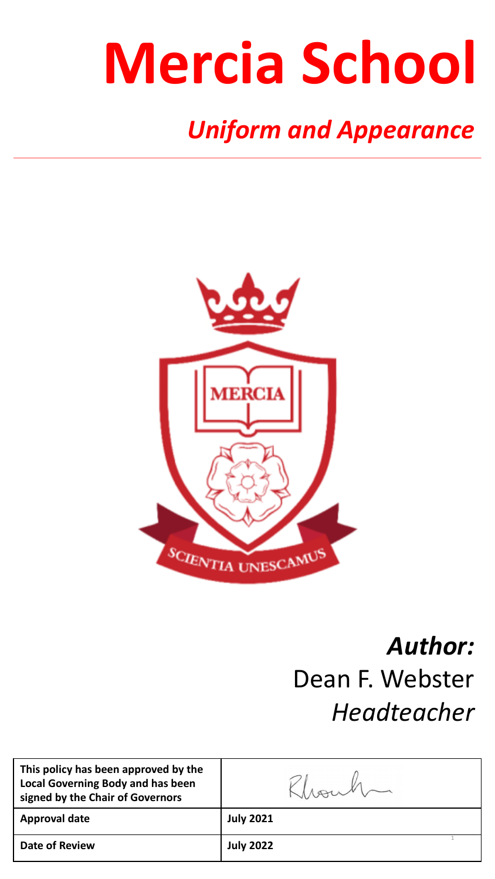# Mercia School

## *Uniform and Appearance*

SCIENTIA UNESCAMUS

MERCIA

***Author:***
Dean F. Webster
*Headteacher*

| **This policy has been approved by the Local Governing Body and has been signed by the Chair of Governors** | |
|---|---|
| **Approval date** | **July 2021** |
| **Date of Review** | **July 2022** |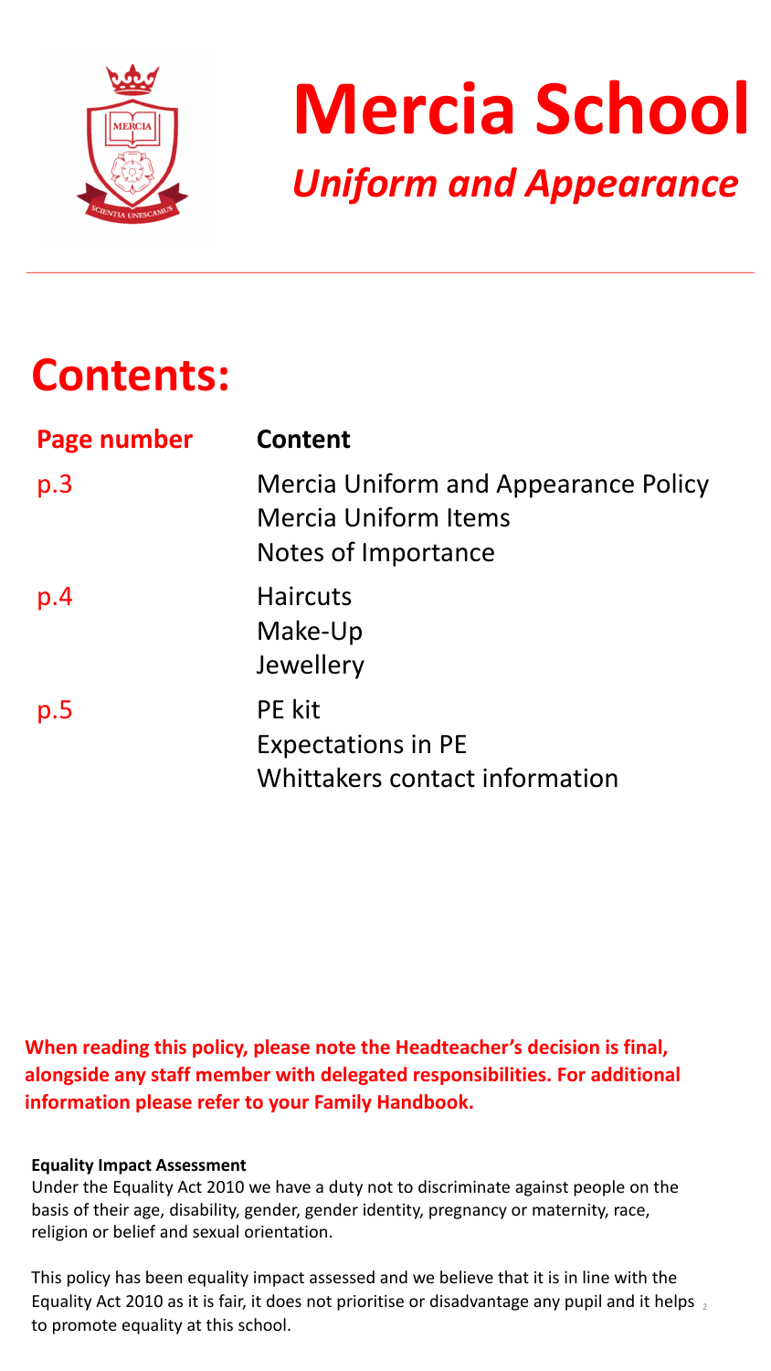# Mercia School

## *Uniform and Appearance*

---

## Contents:

| Page number | Content |
| --- | --- |
| p.3 | Mercia Uniform and Appearance Policy<br>Mercia Uniform Items<br>Notes of Importance |
| p.4 | Haircuts<br>Make-Up<br>Jewellery |
| p.5 | PE kit<br>Expectations in PE<br>Whittakers contact information |

**When reading this policy, please note the Headteacher's decision is final, alongside any staff member with delegated responsibilities. For additional information please refer to your Family Handbook.**

**Equality Impact Assessment**

Under the Equality Act 2010 we have a duty not to discriminate against people on the basis of their age, disability, gender, gender identity, pregnancy or maternity, race, religion or belief and sexual orientation.

This policy has been equality impact assessed and we believe that it is in line with the Equality Act 2010 as it is fair, it does not prioritise or disadvantage any pupil and it helps to promote equality at this school.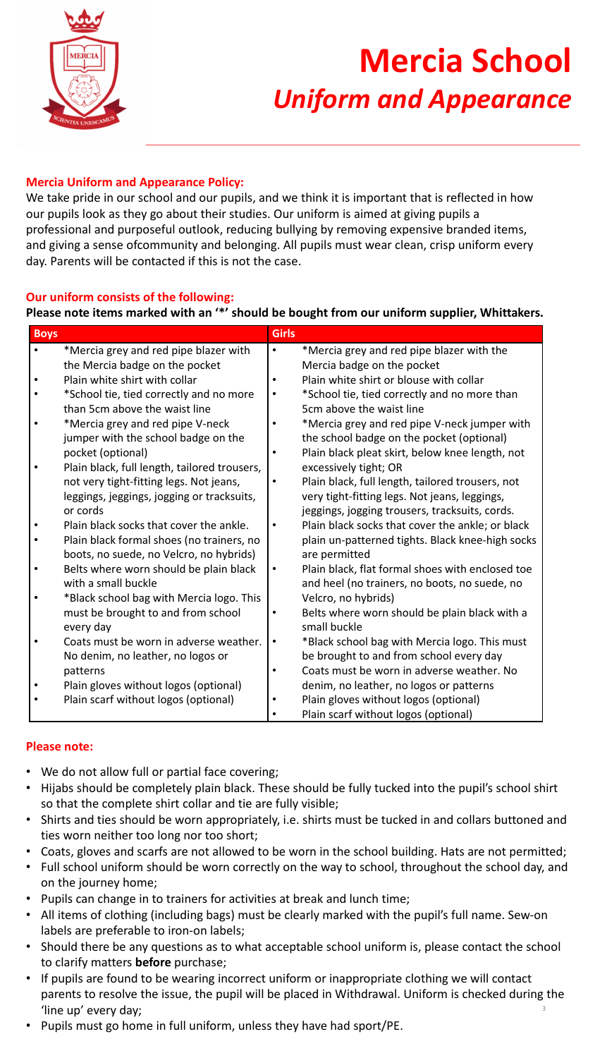# Mercia School

## *Uniform and Appearance*

### Mercia Uniform and Appearance Policy:

We take pride in our school and our pupils, and we think it is important that is reflected in how our pupils look as they go about their studies. Our uniform is aimed at giving pupils a professional and purposeful outlook, reducing bullying by removing expensive branded items, and giving a sense ofcommunity and belonging. All pupils must wear clean, crisp uniform every day. Parents will be contacted if this is not the case.

### Our uniform consists of the following:

**Please note items marked with an '*' should be bought from our uniform supplier, Whittakers.**

| Boys | Girls |
| --- | --- |
| • *Mercia grey and red pipe blazer with the Mercia badge on the pocket<br>• Plain white shirt with collar<br>• *School tie, tied correctly and no more than 5cm above the waist line<br>• *Mercia grey and red pipe V-neck jumper with the school badge on the pocket (optional)<br>• Plain black, full length, tailored trousers, not very tight-fitting legs. Not jeans, leggings, jeggings, jogging or tracksuits, or cords<br>• Plain black socks that cover the ankle.<br>• Plain black formal shoes (no trainers, no boots, no suede, no Velcro, no hybrids)<br>• Belts where worn should be plain black with a small buckle<br>• *Black school bag with Mercia logo. This must be brought to and from school every day<br>• Coats must be worn in adverse weather. No denim, no leather, no logos or patterns<br>• Plain gloves without logos (optional)<br>• Plain scarf without logos (optional) | • *Mercia grey and red pipe blazer with the Mercia badge on the pocket<br>• Plain white shirt or blouse with collar<br>• *School tie, tied correctly and no more than 5cm above the waist line<br>• *Mercia grey and red pipe V-neck jumper with the school badge on the pocket (optional)<br>• Plain black pleat skirt, below knee length, not excessively tight; OR<br>• Plain black, full length, tailored trousers, not very tight-fitting legs. Not jeans, leggings, jeggings, jogging trousers, tracksuits, cords.<br>• Plain black socks that cover the ankle; or black plain un-patterned tights. Black knee-high socks are permitted<br>• Plain black, flat formal shoes with enclosed toe and heel (no trainers, no boots, no suede, no Velcro, no hybrids)<br>• Belts where worn should be plain black with a small buckle<br>• *Black school bag with Mercia logo. This must be brought to and from school every day<br>• Coats must be worn in adverse weather. No denim, no leather, no logos or patterns<br>• Plain gloves without logos (optional)<br>• Plain scarf without logos (optional) |

### Please note:

- We do not allow full or partial face covering;
- Hijabs should be completely plain black. These should be fully tucked into the pupil's school shirt so that the complete shirt collar and tie are fully visible;
- Shirts and ties should be worn appropriately, i.e. shirts must be tucked in and collars buttoned and ties worn neither too long nor too short;
- Coats, gloves and scarfs are not allowed to be worn in the school building. Hats are not permitted;
- Full school uniform should be worn correctly on the way to school, throughout the school day, and on the journey home;
- Pupils can change in to trainers for activities at break and lunch time;
- All items of clothing (including bags) must be clearly marked with the pupil's full name. Sew-on labels are preferable to iron-on labels;
- Should there be any questions as to what acceptable school uniform is, please contact the school to clarify matters **before** purchase;
- If pupils are found to be wearing incorrect uniform or inappropriate clothing we will contact parents to resolve the issue, the pupil will be placed in Withdrawal. Uniform is checked during the 'line up' every day;
- Pupils must go home in full uniform, unless they have had sport/PE.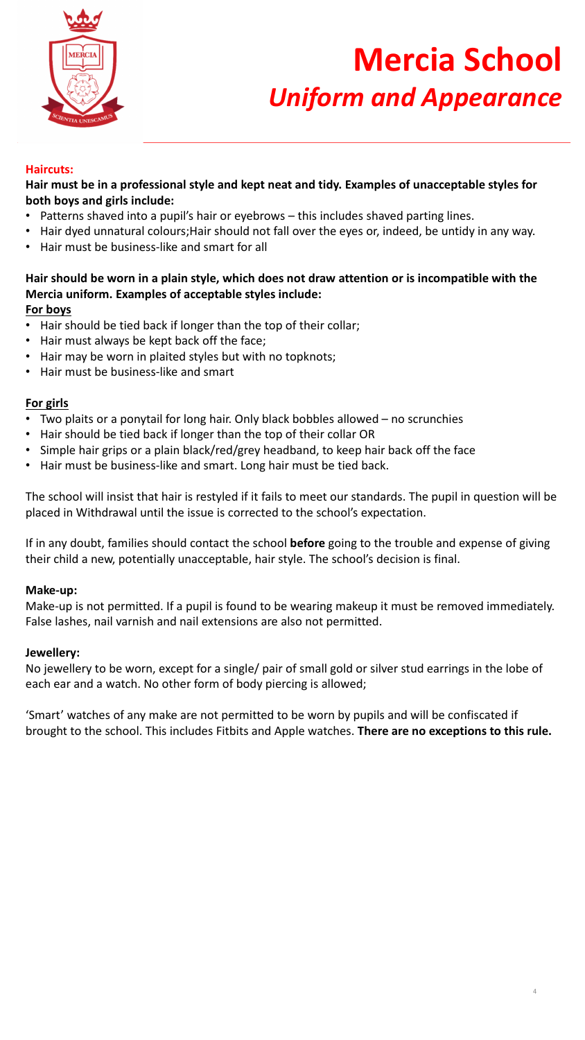# Mercia School

## *Uniform and Appearance*

### Haircuts:

**Hair must be in a professional style and kept neat and tidy. Examples of unacceptable styles for both boys and girls include:**

- Patterns shaved into a pupil's hair or eyebrows – this includes shaved parting lines.
- Hair dyed unnatural colours;Hair should not fall over the eyes or, indeed, be untidy in any way.
- Hair must be business-like and smart for all

**Hair should be worn in a plain style, which does not draw attention or is incompatible with the Mercia uniform. Examples of acceptable styles include:**

**For boys**

- Hair should be tied back if longer than the top of their collar;
- Hair must always be kept back off the face;
- Hair may be worn in plaited styles but with no topknots;
- Hair must be business-like and smart

**For girls**

- Two plaits or a ponytail for long hair. Only black bobbles allowed – no scrunchies
- Hair should be tied back if longer than the top of their collar OR
- Simple hair grips or a plain black/red/grey headband, to keep hair back off the face
- Hair must be business-like and smart. Long hair must be tied back.

The school will insist that hair is restyled if it fails to meet our standards. The pupil in question will be placed in Withdrawal until the issue is corrected to the school's expectation.

If in any doubt, families should contact the school **before** going to the trouble and expense of giving their child a new, potentially unacceptable, hair style. The school's decision is final.

### Make-up:

Make-up is not permitted. If a pupil is found to be wearing makeup it must be removed immediately. False lashes, nail varnish and nail extensions are also not permitted.

### Jewellery:

No jewellery to be worn, except for a single/ pair of small gold or silver stud earrings in the lobe of each ear and a watch. No other form of body piercing is allowed;

'Smart' watches of any make are not permitted to be worn by pupils and will be confiscated if brought to the school. This includes Fitbits and Apple watches. **There are no exceptions to this rule.**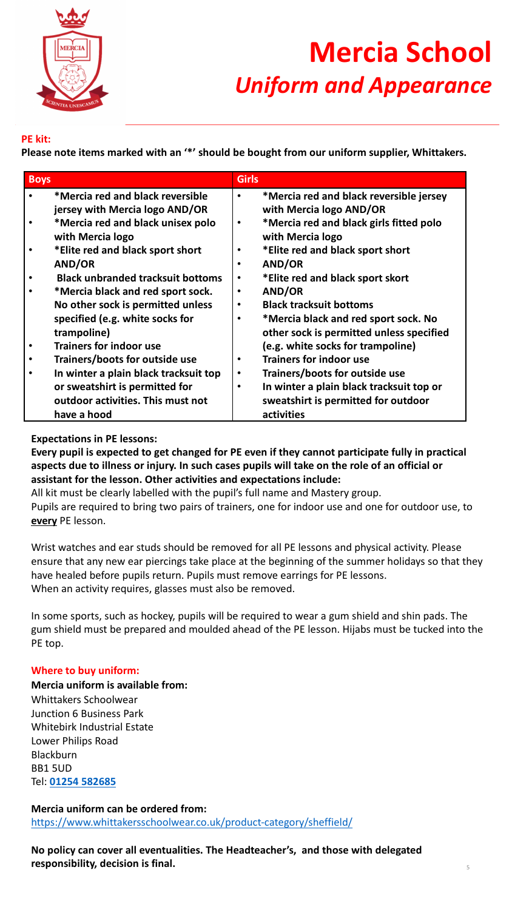# Mercia School
## *Uniform and Appearance*

**PE kit:**

**Please note items marked with an '*' should be bought from our uniform supplier, Whittakers.**

| Boys | Girls |
|---|---|
| • *Mercia red and black reversible jersey with Mercia logo AND/OR<br>• *Mercia red and black unisex polo with Mercia logo<br>• *Elite red and black sport short AND/OR<br>• Black unbranded tracksuit bottoms<br>• *Mercia black and red sport sock. No other sock is permitted unless specified (e.g. white socks for trampoline)<br>• Trainers for indoor use<br>• Trainers/boots for outside use<br>• In winter a plain black tracksuit top or sweatshirt is permitted for outdoor activities. This must not have a hood | • *Mercia red and black reversible jersey with Mercia logo AND/OR<br>• *Mercia red and black girls fitted polo with Mercia logo<br>• *Elite red and black sport short<br>• AND/OR<br>• *Elite red and black sport skort<br>• AND/OR<br>• Black tracksuit bottoms<br>• *Mercia black and red sport sock. No other sock is permitted unless specified (e.g. white socks for trampoline)<br>• Trainers for indoor use<br>• Trainers/boots for outside use<br>• In winter a plain black tracksuit top or sweatshirt is permitted for outdoor activities |

**Expectations in PE lessons:**

**Every pupil is expected to get changed for PE even if they cannot participate fully in practical aspects due to illness or injury. In such cases pupils will take on the role of an official or assistant for the lesson. Other activities and expectations include:**

All kit must be clearly labelled with the pupil's full name and Mastery group.

Pupils are required to bring two pairs of trainers, one for indoor use and one for outdoor use, to **every** PE lesson.

Wrist watches and ear studs should be removed for all PE lessons and physical activity. Please ensure that any new ear piercings take place at the beginning of the summer holidays so that they have healed before pupils return. Pupils must remove earrings for PE lessons.
When an activity requires, glasses must also be removed.

In some sports, such as hockey, pupils will be required to wear a gum shield and shin pads. The gum shield must be prepared and moulded ahead of the PE lesson. Hijabs must be tucked into the PE top.

**Where to buy uniform:**

**Mercia uniform is available from:**
Whittakers Schoolwear
Junction 6 Business Park
Whitebirk Industrial Estate
Lower Philips Road
Blackburn
BB1 5UD
Tel: 01254 582685

**Mercia uniform can be ordered from:**
https://www.whittakersschoolwear.co.uk/product-category/sheffield/

**No policy can cover all eventualities. The Headteacher's, and those with delegated responsibility, decision is final.**